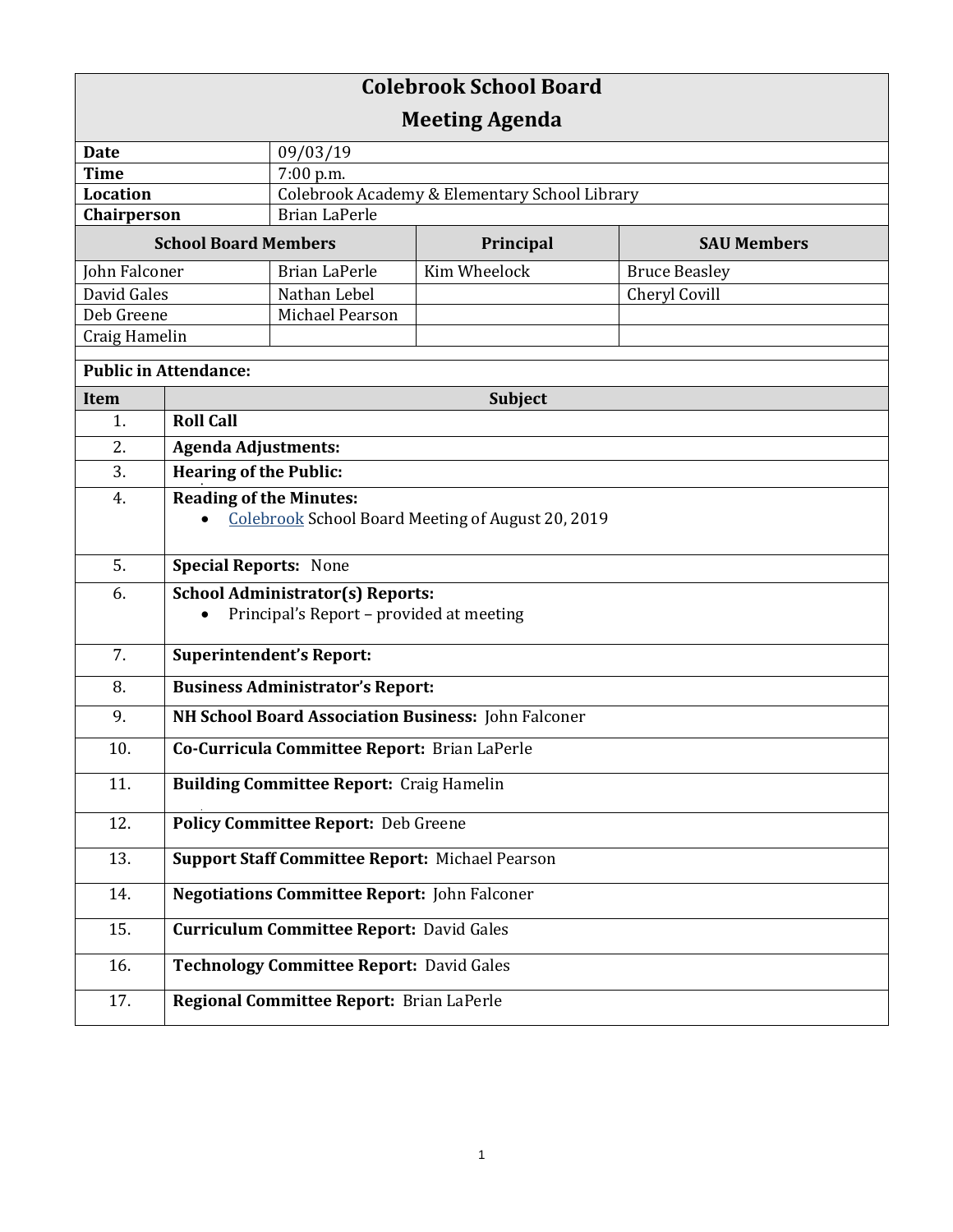# Colebrook School Board

## Meeting Agenda

| | |
|---|---|
| **Date** | 09/03/19 |
| **Time** | 7:00 p.m. |
| **Location** | Colebrook Academy & Elementary School Library |
| **Chairperson** | Brian LaPerle |

| **School Board Members** | | **Principal** | **SAU Members** |
|---|---|---|---|
| John Falconer | Brian LaPerle | Kim Wheelock | Bruce Beasley |
| David Gales | Nathan Lebel | | Cheryl Covill |
| Deb Greene | Michael Pearson | | |
| Craig Hamelin | | | |

**Public in Attendance:**

| **Item** | **Subject** |
|---|---|
| 1. | **Roll Call** |
| 2. | **Agenda Adjustments:** |
| 3. | **Hearing of the Public:** |
| 4. | **Reading of the Minutes:**<br>• Colebrook School Board Meeting of August 20, 2019 |
| 5. | **Special Reports:** None |
| 6. | **School Administrator(s) Reports:**<br>• Principal's Report – provided at meeting |
| 7. | **Superintendent's Report:** |
| 8. | **Business Administrator's Report:** |
| 9. | **NH School Board Association Business:** John Falconer |
| 10. | **Co-Curricula Committee Report:** Brian LaPerle |
| 11. | **Building Committee Report:** Craig Hamelin |
| 12. | **Policy Committee Report:** Deb Greene |
| 13. | **Support Staff Committee Report:** Michael Pearson |
| 14. | **Negotiations Committee Report:** John Falconer |
| 15. | **Curriculum Committee Report:** David Gales |
| 16. | **Technology Committee Report:** David Gales |
| 17. | **Regional Committee Report:** Brian LaPerle |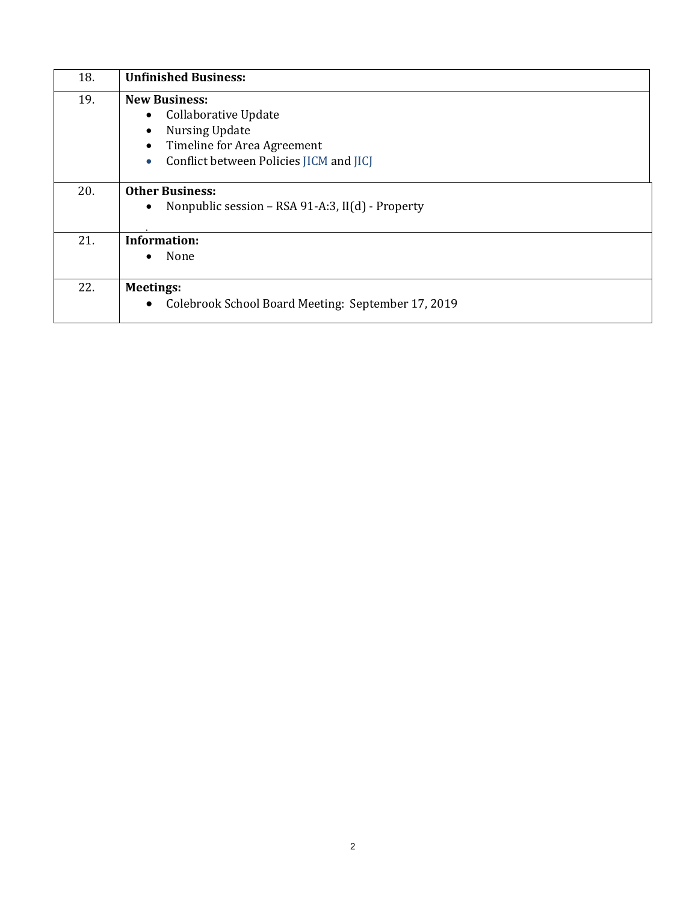| | |
|---|---|
| 18. | **Unfinished Business:** |
| 19. | **New Business:**<br>• Collaborative Update<br>• Nursing Update<br>• Timeline for Area Agreement<br>• Conflict between Policies JICM and JICJ |
| 20. | **Other Business:**<br>• Nonpublic session – RSA 91-A:3, II(d) - Property |
| 21. | **Information:**<br>• None |
| 22. | **Meetings:**<br>• Colebrook School Board Meeting: September 17, 2019 |